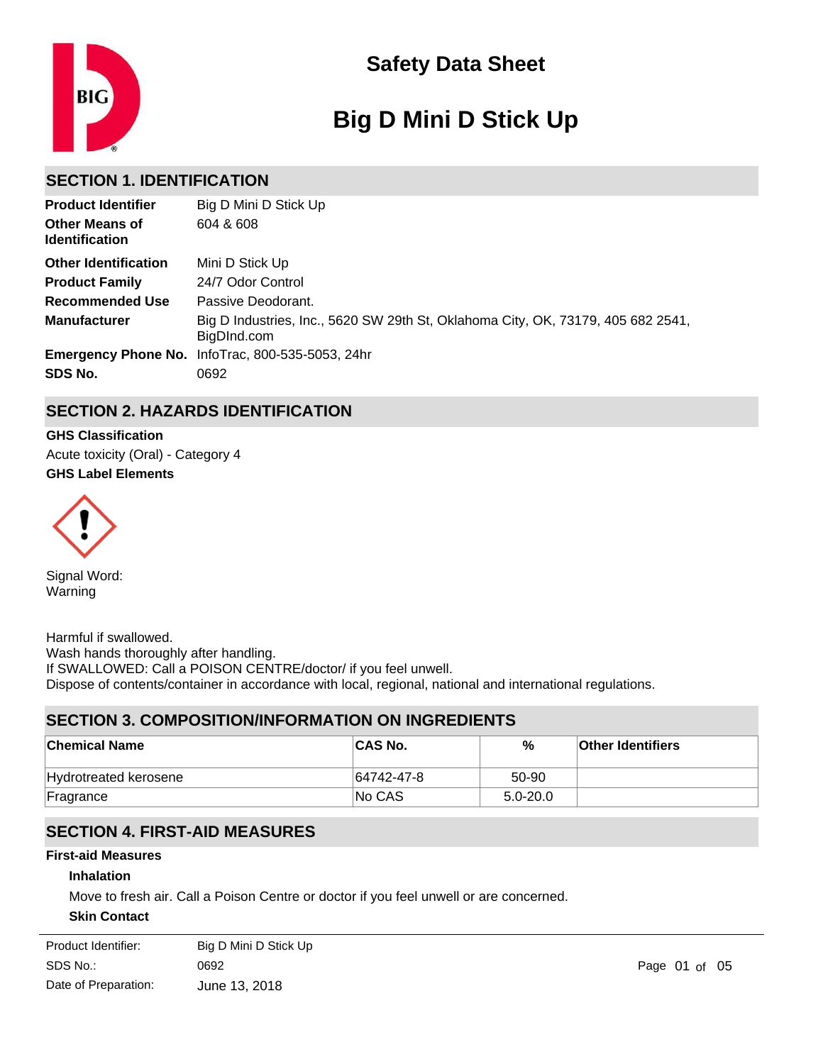# Safety Data Sheet

# Big D Mini D Stick Up

## SECTION 1. IDENTIFICATION

| | |
|---|---|
| **Product Identifier** | Big D Mini D Stick Up |
| **Other Means of Identification** | 604 & 608 |
| **Other Identification** | Mini D Stick Up |
| **Product Family** | 24/7 Odor Control |
| **Recommended Use** | Passive Deodorant. |
| **Manufacturer** | Big D Industries, Inc., 5620 SW 29th St, Oklahoma City, OK, 73179, 405 682 2541, BigDInd.com |
| **Emergency Phone No.** | InfoTrac, 800-535-5053, 24hr |
| **SDS No.** | 0692 |

## SECTION 2. HAZARDS IDENTIFICATION

**GHS Classification**

Acute toxicity (Oral) - Category 4

**GHS Label Elements**

Signal Word:
Warning

Harmful if swallowed.
Wash hands thoroughly after handling.
If SWALLOWED: Call a POISON CENTRE/doctor/ if you feel unwell.
Dispose of contents/container in accordance with local, regional, national and international regulations.

## SECTION 3. COMPOSITION/INFORMATION ON INGREDIENTS

| Chemical Name | CAS No. | % | Other Identifiers |
|---|---|---|---|
| Hydrotreated kerosene | 64742-47-8 | 50-90 | |
| Fragrance | No CAS | 5.0-20.0 | |

## SECTION 4. FIRST-AID MEASURES

**First-aid Measures**

**Inhalation**

Move to fresh air. Call a Poison Centre or doctor if you feel unwell or are concerned.

**Skin Contact**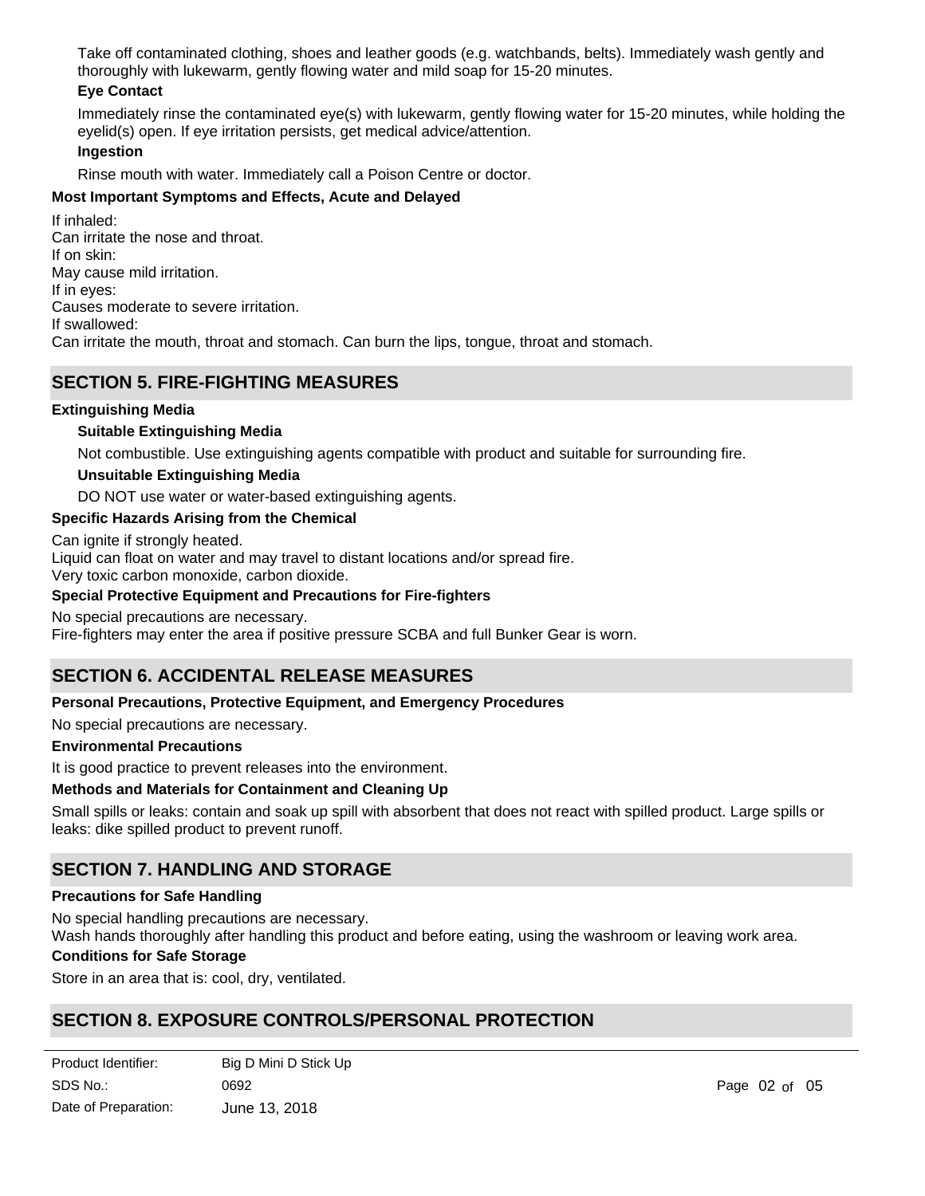Take off contaminated clothing, shoes and leather goods (e.g. watchbands, belts). Immediately wash gently and thoroughly with lukewarm, gently flowing water and mild soap for 15-20 minutes.

**Eye Contact**

Immediately rinse the contaminated eye(s) with lukewarm, gently flowing water for 15-20 minutes, while holding the eyelid(s) open. If eye irritation persists, get medical advice/attention.

**Ingestion**

Rinse mouth with water. Immediately call a Poison Centre or doctor.

**Most Important Symptoms and Effects, Acute and Delayed**

If inhaled:
Can irritate the nose and throat.
If on skin:
May cause mild irritation.
If in eyes:
Causes moderate to severe irritation.
If swallowed:
Can irritate the mouth, throat and stomach. Can burn the lips, tongue, throat and stomach.

## SECTION 5. FIRE-FIGHTING MEASURES

**Extinguishing Media**

**Suitable Extinguishing Media**

Not combustible. Use extinguishing agents compatible with product and suitable for surrounding fire.

**Unsuitable Extinguishing Media**

DO NOT use water or water-based extinguishing agents.

**Specific Hazards Arising from the Chemical**

Can ignite if strongly heated.
Liquid can float on water and may travel to distant locations and/or spread fire.
Very toxic carbon monoxide, carbon dioxide.

**Special Protective Equipment and Precautions for Fire-fighters**

No special precautions are necessary.
Fire-fighters may enter the area if positive pressure SCBA and full Bunker Gear is worn.

## SECTION 6. ACCIDENTAL RELEASE MEASURES

**Personal Precautions, Protective Equipment, and Emergency Procedures**

No special precautions are necessary.

**Environmental Precautions**

It is good practice to prevent releases into the environment.

**Methods and Materials for Containment and Cleaning Up**

Small spills or leaks: contain and soak up spill with absorbent that does not react with spilled product. Large spills or leaks: dike spilled product to prevent runoff.

## SECTION 7. HANDLING AND STORAGE

**Precautions for Safe Handling**

No special handling precautions are necessary.
Wash hands thoroughly after handling this product and before eating, using the washroom or leaving work area.

**Conditions for Safe Storage**

Store in an area that is: cool, dry, ventilated.

## SECTION 8. EXPOSURE CONTROLS/PERSONAL PROTECTION

Product Identifier: Big D Mini D Stick Up
SDS No.: 0692
Date of Preparation: June 13, 2018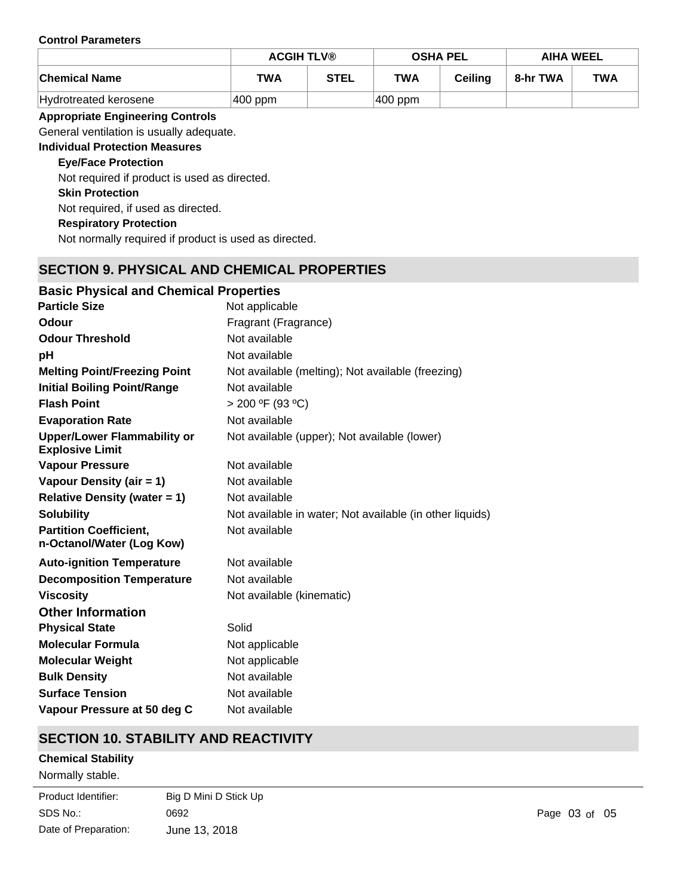**Control Parameters**

| | ACGIH TLV® | | OSHA PEL | | AIHA WEEL | |
|---|---|---|---|---|---|---|
| **Chemical Name** | **TWA** | **STEL** | **TWA** | **Ceiling** | **8-hr TWA** | **TWA** |
| Hydrotreated kerosene | 400 ppm | | 400 ppm | | | |

**Appropriate Engineering Controls**

General ventilation is usually adequate.

**Individual Protection Measures**

**Eye/Face Protection**

Not required if product is used as directed.

**Skin Protection**

Not required, if used as directed.

**Respiratory Protection**

Not normally required if product is used as directed.

## SECTION 9. PHYSICAL AND CHEMICAL PROPERTIES

### Basic Physical and Chemical Properties

| | |
|---|---|
| **Particle Size** | Not applicable |
| **Odour** | Fragrant (Fragrance) |
| **Odour Threshold** | Not available |
| **pH** | Not available |
| **Melting Point/Freezing Point** | Not available (melting); Not available (freezing) |
| **Initial Boiling Point/Range** | Not available |
| **Flash Point** | > 200 ºF (93 ºC) |
| **Evaporation Rate** | Not available |
| **Upper/Lower Flammability or Explosive Limit** | Not available (upper); Not available (lower) |
| **Vapour Pressure** | Not available |
| **Vapour Density (air = 1)** | Not available |
| **Relative Density (water = 1)** | Not available |
| **Solubility** | Not available in water; Not available (in other liquids) |
| **Partition Coefficient, n-Octanol/Water (Log Kow)** | Not available |
| **Auto-ignition Temperature** | Not available |
| **Decomposition Temperature** | Not available |
| **Viscosity** | Not available (kinematic) |

### Other Information

| | |
|---|---|
| **Physical State** | Solid |
| **Molecular Formula** | Not applicable |
| **Molecular Weight** | Not applicable |
| **Bulk Density** | Not available |
| **Surface Tension** | Not available |
| **Vapour Pressure at 50 deg C** | Not available |

## SECTION 10. STABILITY AND REACTIVITY

**Chemical Stability**

Normally stable.

Product Identifier: Big D Mini D Stick Up
SDS No.: 0692
Date of Preparation: June 13, 2018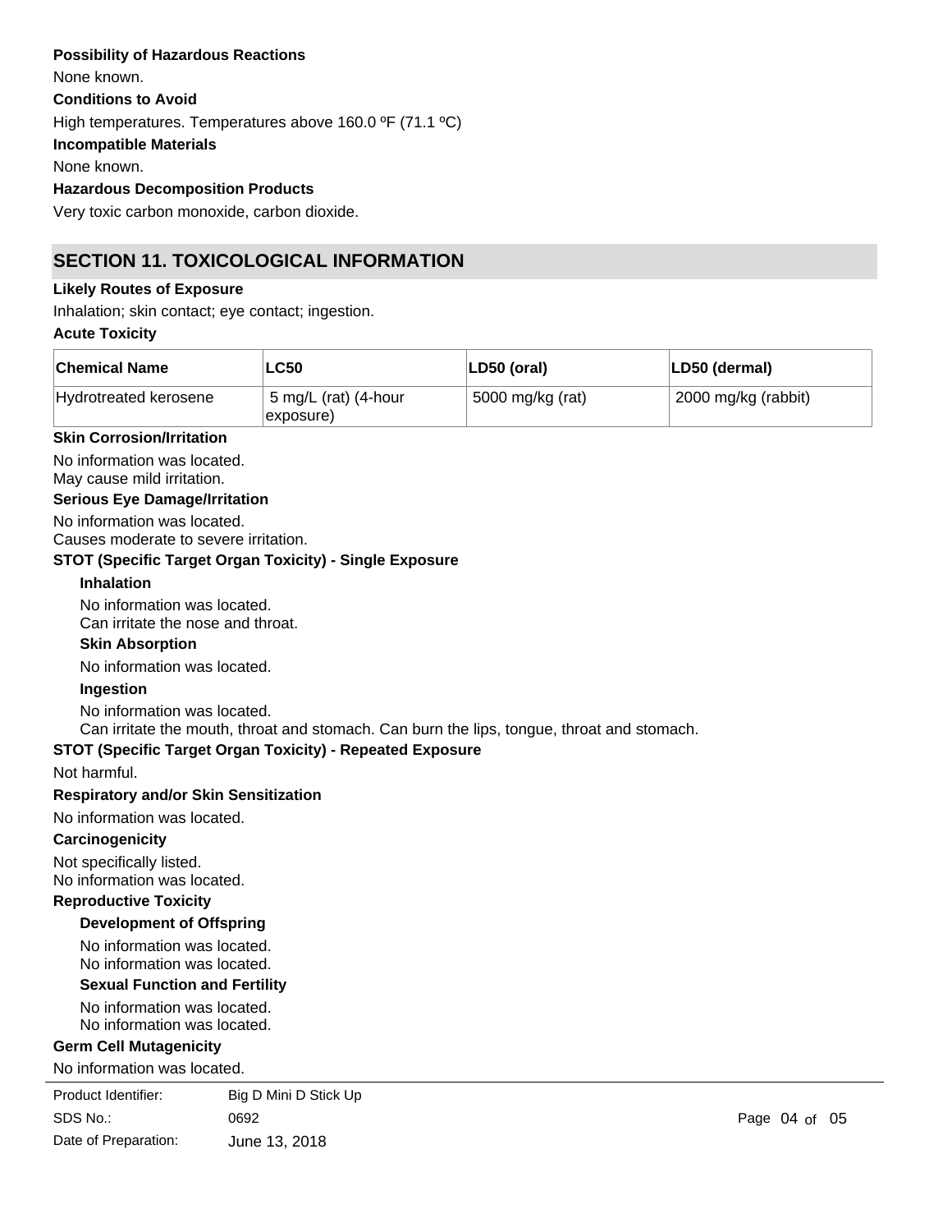**Possibility of Hazardous Reactions**

None known.

**Conditions to Avoid**

High temperatures. Temperatures above 160.0 ºF (71.1 ºC)

**Incompatible Materials**

None known.

**Hazardous Decomposition Products**

Very toxic carbon monoxide, carbon dioxide.

## SECTION 11. TOXICOLOGICAL INFORMATION

**Likely Routes of Exposure**

Inhalation; skin contact; eye contact; ingestion.

**Acute Toxicity**

| Chemical Name | LC50 | LD50 (oral) | LD50 (dermal) |
|---|---|---|---|
| Hydrotreated kerosene | 5 mg/L (rat) (4-hour exposure) | 5000 mg/kg (rat) | 2000 mg/kg (rabbit) |

**Skin Corrosion/Irritation**

No information was located.
May cause mild irritation.

**Serious Eye Damage/Irritation**

No information was located.
Causes moderate to severe irritation.

**STOT (Specific Target Organ Toxicity) - Single Exposure**

**Inhalation**

No information was located.
Can irritate the nose and throat.

**Skin Absorption**

No information was located.

**Ingestion**

No information was located.
Can irritate the mouth, throat and stomach. Can burn the lips, tongue, throat and stomach.

**STOT (Specific Target Organ Toxicity) - Repeated Exposure**

Not harmful.

**Respiratory and/or Skin Sensitization**

No information was located.

**Carcinogenicity**

Not specifically listed.
No information was located.

**Reproductive Toxicity**

**Development of Offspring**

No information was located.
No information was located.

**Sexual Function and Fertility**

No information was located.
No information was located.

**Germ Cell Mutagenicity**

No information was located.

Product Identifier: Big D Mini D Stick Up
SDS No.: 0692
Date of Preparation: June 13, 2018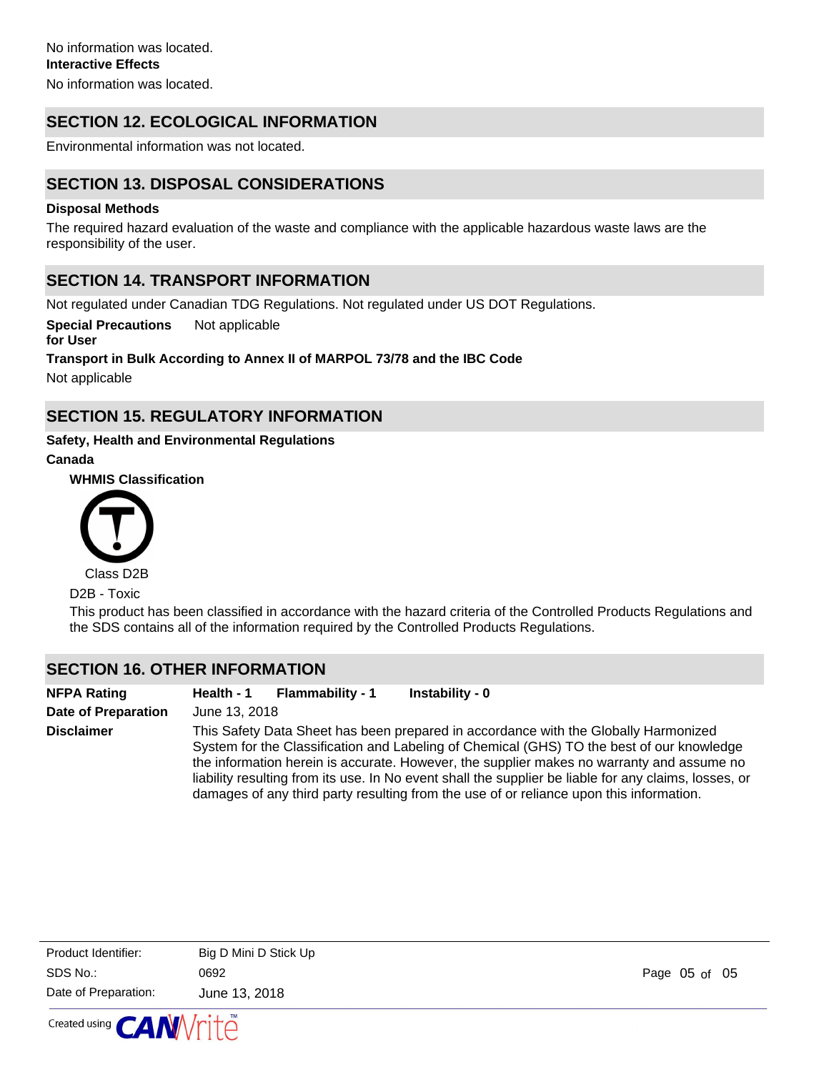No information was located.

**Interactive Effects**

No information was located.

## SECTION 12. ECOLOGICAL INFORMATION

Environmental information was not located.

## SECTION 13. DISPOSAL CONSIDERATIONS

**Disposal Methods**

The required hazard evaluation of the waste and compliance with the applicable hazardous waste laws are the responsibility of the user.

## SECTION 14. TRANSPORT INFORMATION

Not regulated under Canadian TDG Regulations. Not regulated under US DOT Regulations.

**Special Precautions for User** Not applicable

**Transport in Bulk According to Annex II of MARPOL 73/78 and the IBC Code**

Not applicable

## SECTION 15. REGULATORY INFORMATION

**Safety, Health and Environmental Regulations**

**Canada**

**WHMIS Classification**

Class D2B

D2B - Toxic

This product has been classified in accordance with the hazard criteria of the Controlled Products Regulations and the SDS contains all of the information required by the Controlled Products Regulations.

## SECTION 16. OTHER INFORMATION

**NFPA Rating** **Health - 1** **Flammability - 1** **Instability - 0**

**Date of Preparation** June 13, 2018

**Disclaimer** This Safety Data Sheet has been prepared in accordance with the Globally Harmonized System for the Classification and Labeling of Chemical (GHS) TO the best of our knowledge the information herein is accurate. However, the supplier makes no warranty and assume no liability resulting from its use. In No event shall the supplier be liable for any claims, losses, or damages of any third party resulting from the use of or reliance upon this information.